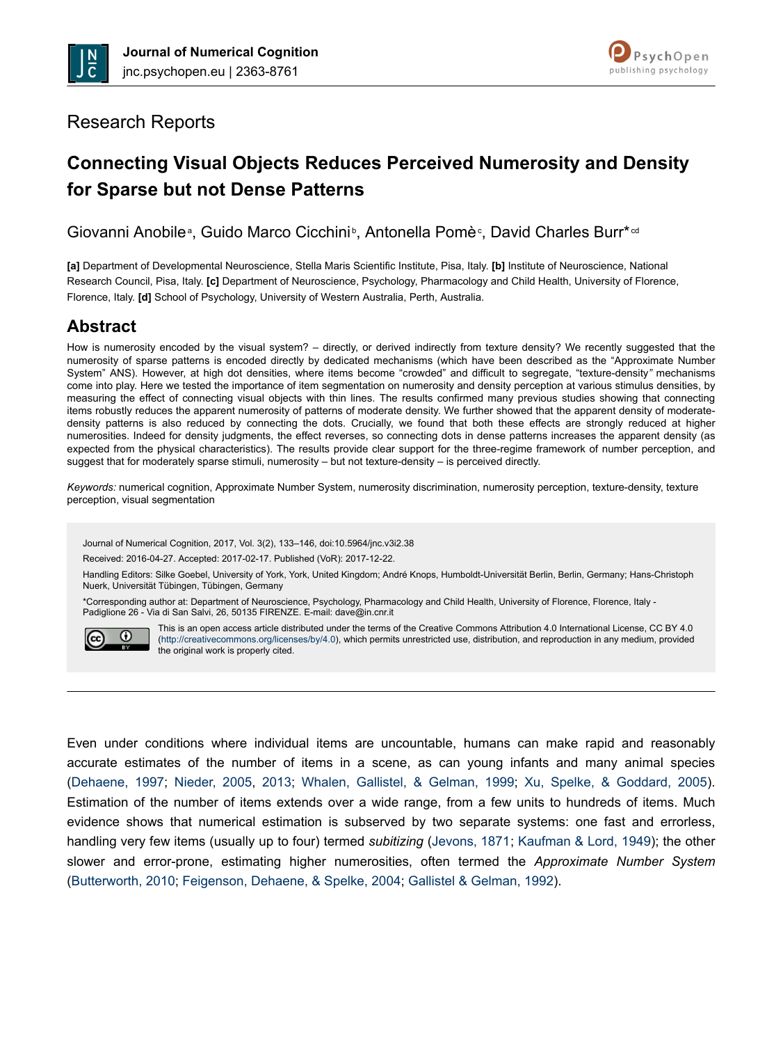Research Reports

# Connecting Visual Objects Reduces Perceived Numerosity and Density for Sparse but not Dense Patterns

Giovanni Anobile [a], Guido Marco Cicchini [b], Antonella Pomè [c], David Charles Burr* [cd]

**[a]** Department of Developmental Neuroscience, Stella Maris Scientific Institute, Pisa, Italy. **[b]** Institute of Neuroscience, National Research Council, Pisa, Italy. **[c]** Department of Neuroscience, Psychology, Pharmacology and Child Health, University of Florence, Florence, Italy. **[d]** School of Psychology, University of Western Australia, Perth, Australia.

## Abstract

How is numerosity encoded by the visual system? – directly, or derived indirectly from texture density? We recently suggested that the numerosity of sparse patterns is encoded directly by dedicated mechanisms (which have been described as the "Approximate Number System" ANS). However, at high dot densities, where items become "crowded" and difficult to segregate, "texture-density" mechanisms come into play. Here we tested the importance of item segmentation on numerosity and density perception at various stimulus densities, by measuring the effect of connecting visual objects with thin lines. The results confirmed many previous studies showing that connecting items robustly reduces the apparent numerosity of patterns of moderate density. We further showed that the apparent density of moderate-density patterns is also reduced by connecting the dots. Crucially, we found that both these effects are strongly reduced at higher numerosities. Indeed for density judgments, the effect reverses, so connecting dots in dense patterns increases the apparent density (as expected from the physical characteristics). The results provide clear support for the three-regime framework of number perception, and suggest that for moderately sparse stimuli, numerosity – but not texture-density – is perceived directly.

*Keywords:* numerical cognition, Approximate Number System, numerosity discrimination, numerosity perception, texture-density, texture perception, visual segmentation

Journal of Numerical Cognition, 2017, Vol. 3(2), 133–146, doi:10.5964/jnc.v3i2.38

Received: 2016-04-27. Accepted: 2017-02-17. Published (VoR): 2017-12-22.

Handling Editors: Silke Goebel, University of York, York, United Kingdom; André Knops, Humboldt-Universität Berlin, Berlin, Germany; Hans-Christoph Nuerk, Universität Tübingen, Tübingen, Germany

*Corresponding author at: Department of Neuroscience, Psychology, Pharmacology and Child Health, University of Florence, Florence, Italy - Padiglione 26 - Via di San Salvi, 26, 50135 FIRENZE. E-mail: dave@in.cnr.it

This is an open access article distributed under the terms of the Creative Commons Attribution 4.0 International License, CC BY 4.0 (http://creativecommons.org/licenses/by/4.0), which permits unrestricted use, distribution, and reproduction in any medium, provided the original work is properly cited.

---

Even under conditions where individual items are uncountable, humans can make rapid and reasonably accurate estimates of the number of items in a scene, as can young infants and many animal species (Dehaene, 1997; Nieder, 2005, 2013; Whalen, Gallistel, & Gelman, 1999; Xu, Spelke, & Goddard, 2005). Estimation of the number of items extends over a wide range, from a few units to hundreds of items. Much evidence shows that numerical estimation is subserved by two separate systems: one fast and errorless, handling very few items (usually up to four) termed *subitizing* (Jevons, 1871; Kaufman & Lord, 1949); the other slower and error-prone, estimating higher numerosities, often termed the *Approximate Number System* (Butterworth, 2010; Feigenson, Dehaene, & Spelke, 2004; Gallistel & Gelman, 1992).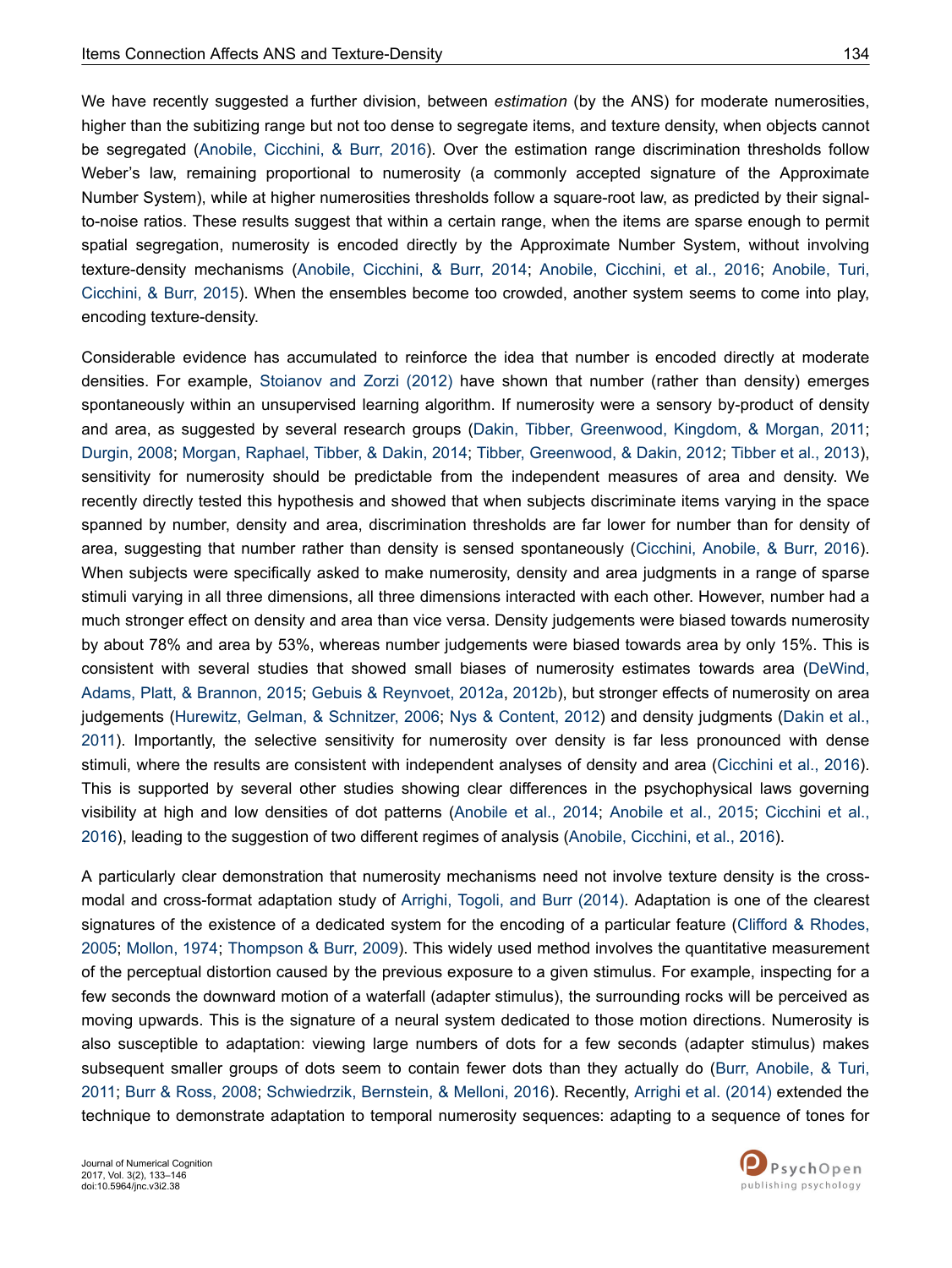We have recently suggested a further division, between *estimation* (by the ANS) for moderate numerosities, higher than the subitizing range but not too dense to segregate items, and texture density, when objects cannot be segregated (Anobile, Cicchini, & Burr, 2016). Over the estimation range discrimination thresholds follow Weber's law, remaining proportional to numerosity (a commonly accepted signature of the Approximate Number System), while at higher numerosities thresholds follow a square-root law, as predicted by their signal-to-noise ratios. These results suggest that within a certain range, when the items are sparse enough to permit spatial segregation, numerosity is encoded directly by the Approximate Number System, without involving texture-density mechanisms (Anobile, Cicchini, & Burr, 2014; Anobile, Cicchini, et al., 2016; Anobile, Turi, Cicchini, & Burr, 2015). When the ensembles become too crowded, another system seems to come into play, encoding texture-density.

Considerable evidence has accumulated to reinforce the idea that number is encoded directly at moderate densities. For example, Stoianov and Zorzi (2012) have shown that number (rather than density) emerges spontaneously within an unsupervised learning algorithm. If numerosity were a sensory by-product of density and area, as suggested by several research groups (Dakin, Tibber, Greenwood, Kingdom, & Morgan, 2011; Durgin, 2008; Morgan, Raphael, Tibber, & Dakin, 2014; Tibber, Greenwood, & Dakin, 2012; Tibber et al., 2013), sensitivity for numerosity should be predictable from the independent measures of area and density. We recently directly tested this hypothesis and showed that when subjects discriminate items varying in the space spanned by number, density and area, discrimination thresholds are far lower for number than for density of area, suggesting that number rather than density is sensed spontaneously (Cicchini, Anobile, & Burr, 2016). When subjects were specifically asked to make numerosity, density and area judgments in a range of sparse stimuli varying in all three dimensions, all three dimensions interacted with each other. However, number had a much stronger effect on density and area than vice versa. Density judgements were biased towards numerosity by about 78% and area by 53%, whereas number judgements were biased towards area by only 15%. This is consistent with several studies that showed small biases of numerosity estimates towards area (DeWind, Adams, Platt, & Brannon, 2015; Gebuis & Reynvoet, 2012a, 2012b), but stronger effects of numerosity on area judgements (Hurewitz, Gelman, & Schnitzer, 2006; Nys & Content, 2012) and density judgments (Dakin et al., 2011). Importantly, the selective sensitivity for numerosity over density is far less pronounced with dense stimuli, where the results are consistent with independent analyses of density and area (Cicchini et al., 2016). This is supported by several other studies showing clear differences in the psychophysical laws governing visibility at high and low densities of dot patterns (Anobile et al., 2014; Anobile et al., 2015; Cicchini et al., 2016), leading to the suggestion of two different regimes of analysis (Anobile, Cicchini, et al., 2016).

A particularly clear demonstration that numerosity mechanisms need not involve texture density is the cross-modal and cross-format adaptation study of Arrighi, Togoli, and Burr (2014). Adaptation is one of the clearest signatures of the existence of a dedicated system for the encoding of a particular feature (Clifford & Rhodes, 2005; Mollon, 1974; Thompson & Burr, 2009). This widely used method involves the quantitative measurement of the perceptual distortion caused by the previous exposure to a given stimulus. For example, inspecting for a few seconds the downward motion of a waterfall (adapter stimulus), the surrounding rocks will be perceived as moving upwards. This is the signature of a neural system dedicated to those motion directions. Numerosity is also susceptible to adaptation: viewing large numbers of dots for a few seconds (adapter stimulus) makes subsequent smaller groups of dots seem to contain fewer dots than they actually do (Burr, Anobile, & Turi, 2011; Burr & Ross, 2008; Schwiedrzik, Bernstein, & Melloni, 2016). Recently, Arrighi et al. (2014) extended the technique to demonstrate adaptation to temporal numerosity sequences: adapting to a sequence of tones for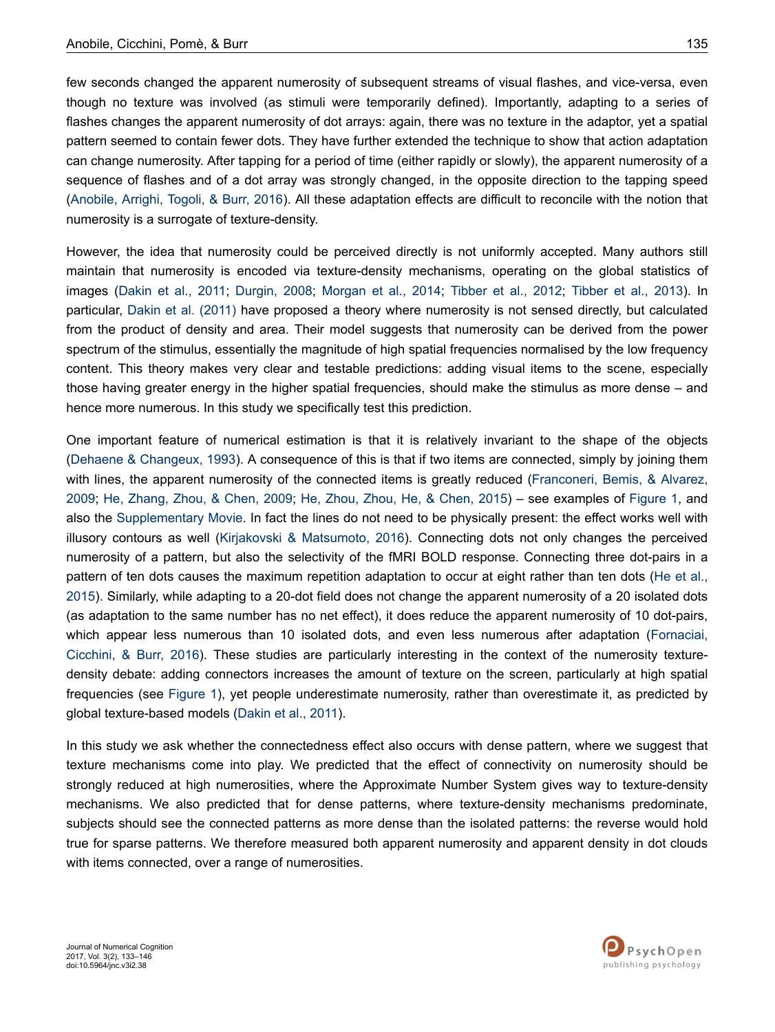few seconds changed the apparent numerosity of subsequent streams of visual flashes, and vice-versa, even though no texture was involved (as stimuli were temporarily defined). Importantly, adapting to a series of flashes changes the apparent numerosity of dot arrays: again, there was no texture in the adaptor, yet a spatial pattern seemed to contain fewer dots. They have further extended the technique to show that action adaptation can change numerosity. After tapping for a period of time (either rapidly or slowly), the apparent numerosity of a sequence of flashes and of a dot array was strongly changed, in the opposite direction to the tapping speed (Anobile, Arrighi, Togoli, & Burr, 2016). All these adaptation effects are difficult to reconcile with the notion that numerosity is a surrogate of texture-density.

However, the idea that numerosity could be perceived directly is not uniformly accepted. Many authors still maintain that numerosity is encoded via texture-density mechanisms, operating on the global statistics of images (Dakin et al., 2011; Durgin, 2008; Morgan et al., 2014; Tibber et al., 2012; Tibber et al., 2013). In particular, Dakin et al. (2011) have proposed a theory where numerosity is not sensed directly, but calculated from the product of density and area. Their model suggests that numerosity can be derived from the power spectrum of the stimulus, essentially the magnitude of high spatial frequencies normalised by the low frequency content. This theory makes very clear and testable predictions: adding visual items to the scene, especially those having greater energy in the higher spatial frequencies, should make the stimulus as more dense – and hence more numerous. In this study we specifically test this prediction.

One important feature of numerical estimation is that it is relatively invariant to the shape of the objects (Dehaene & Changeux, 1993). A consequence of this is that if two items are connected, simply by joining them with lines, the apparent numerosity of the connected items is greatly reduced (Franconeri, Bemis, & Alvarez, 2009; He, Zhang, Zhou, & Chen, 2009; He, Zhou, Zhou, He, & Chen, 2015) – see examples of Figure 1, and also the Supplementary Movie. In fact the lines do not need to be physically present: the effect works well with illusory contours as well (Kirjakovski & Matsumoto, 2016). Connecting dots not only changes the perceived numerosity of a pattern, but also the selectivity of the fMRI BOLD response. Connecting three dot-pairs in a pattern of ten dots causes the maximum repetition adaptation to occur at eight rather than ten dots (He et al., 2015). Similarly, while adapting to a 20-dot field does not change the apparent numerosity of a 20 isolated dots (as adaptation to the same number has no net effect), it does reduce the apparent numerosity of 10 dot-pairs, which appear less numerous than 10 isolated dots, and even less numerous after adaptation (Fornaciai, Cicchini, & Burr, 2016). These studies are particularly interesting in the context of the numerosity texture-density debate: adding connectors increases the amount of texture on the screen, particularly at high spatial frequencies (see Figure 1), yet people underestimate numerosity, rather than overestimate it, as predicted by global texture-based models (Dakin et al., 2011).

In this study we ask whether the connectedness effect also occurs with dense pattern, where we suggest that texture mechanisms come into play. We predicted that the effect of connectivity on numerosity should be strongly reduced at high numerosities, where the Approximate Number System gives way to texture-density mechanisms. We also predicted that for dense patterns, where texture-density mechanisms predominate, subjects should see the connected patterns as more dense than the isolated patterns: the reverse would hold true for sparse patterns. We therefore measured both apparent numerosity and apparent density in dot clouds with items connected, over a range of numerosities.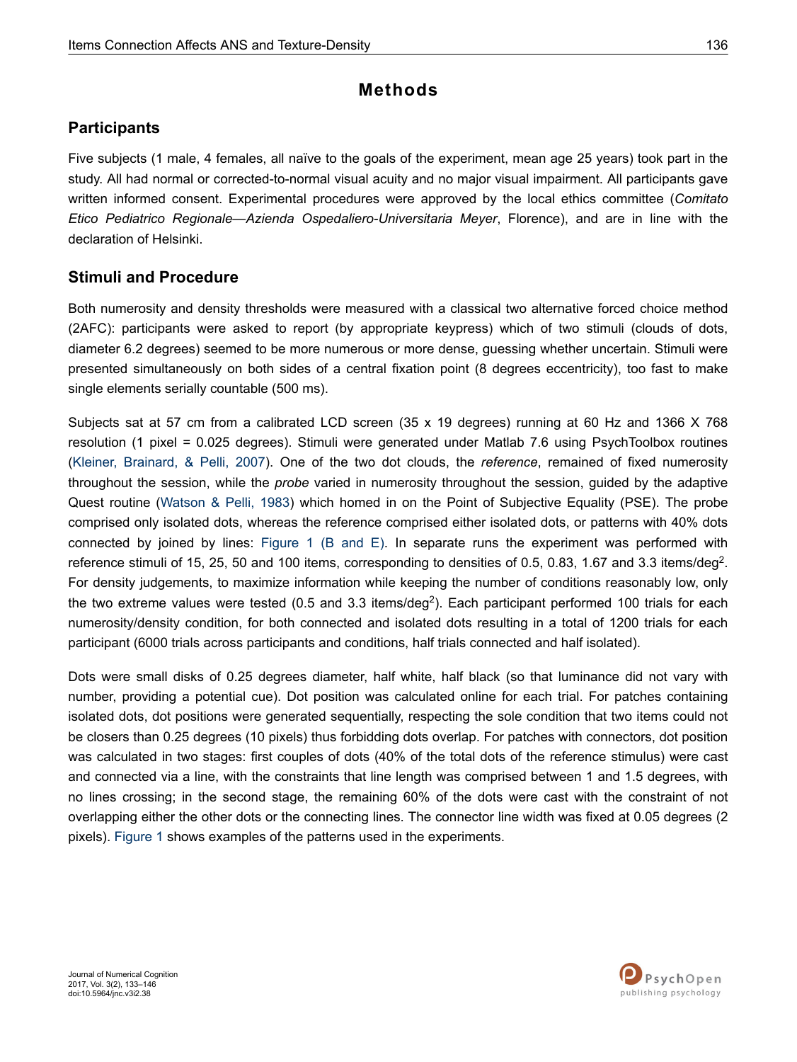# Methods

## Participants

Five subjects (1 male, 4 females, all naïve to the goals of the experiment, mean age 25 years) took part in the study. All had normal or corrected-to-normal visual acuity and no major visual impairment. All participants gave written informed consent. Experimental procedures were approved by the local ethics committee (*Comitato Etico Pediatrico Regionale—Azienda Ospedaliero-Universitaria Meyer*, Florence), and are in line with the declaration of Helsinki.

## Stimuli and Procedure

Both numerosity and density thresholds were measured with a classical two alternative forced choice method (2AFC): participants were asked to report (by appropriate keypress) which of two stimuli (clouds of dots, diameter 6.2 degrees) seemed to be more numerous or more dense, guessing whether uncertain. Stimuli were presented simultaneously on both sides of a central fixation point (8 degrees eccentricity), too fast to make single elements serially countable (500 ms).

Subjects sat at 57 cm from a calibrated LCD screen (35 x 19 degrees) running at 60 Hz and 1366 X 768 resolution (1 pixel = 0.025 degrees). Stimuli were generated under Matlab 7.6 using PsychToolbox routines (Kleiner, Brainard, & Pelli, 2007). One of the two dot clouds, the *reference*, remained of fixed numerosity throughout the session, while the *probe* varied in numerosity throughout the session, guided by the adaptive Quest routine (Watson & Pelli, 1983) which homed in on the Point of Subjective Equality (PSE). The probe comprised only isolated dots, whereas the reference comprised either isolated dots, or patterns with 40% dots connected by joined by lines: Figure 1 (B and E). In separate runs the experiment was performed with reference stimuli of 15, 25, 50 and 100 items, corresponding to densities of 0.5, 0.83, 1.67 and 3.3 items/deg$^2$. For density judgements, to maximize information while keeping the number of conditions reasonably low, only the two extreme values were tested (0.5 and 3.3 items/deg$^2$). Each participant performed 100 trials for each numerosity/density condition, for both connected and isolated dots resulting in a total of 1200 trials for each participant (6000 trials across participants and conditions, half trials connected and half isolated).

Dots were small disks of 0.25 degrees diameter, half white, half black (so that luminance did not vary with number, providing a potential cue). Dot position was calculated online for each trial. For patches containing isolated dots, dot positions were generated sequentially, respecting the sole condition that two items could not be closers than 0.25 degrees (10 pixels) thus forbidding dots overlap. For patches with connectors, dot position was calculated in two stages: first couples of dots (40% of the total dots of the reference stimulus) were cast and connected via a line, with the constraints that line length was comprised between 1 and 1.5 degrees, with no lines crossing; in the second stage, the remaining 60% of the dots were cast with the constraint of not overlapping either the other dots or the connecting lines. The connector line width was fixed at 0.05 degrees (2 pixels). Figure 1 shows examples of the patterns used in the experiments.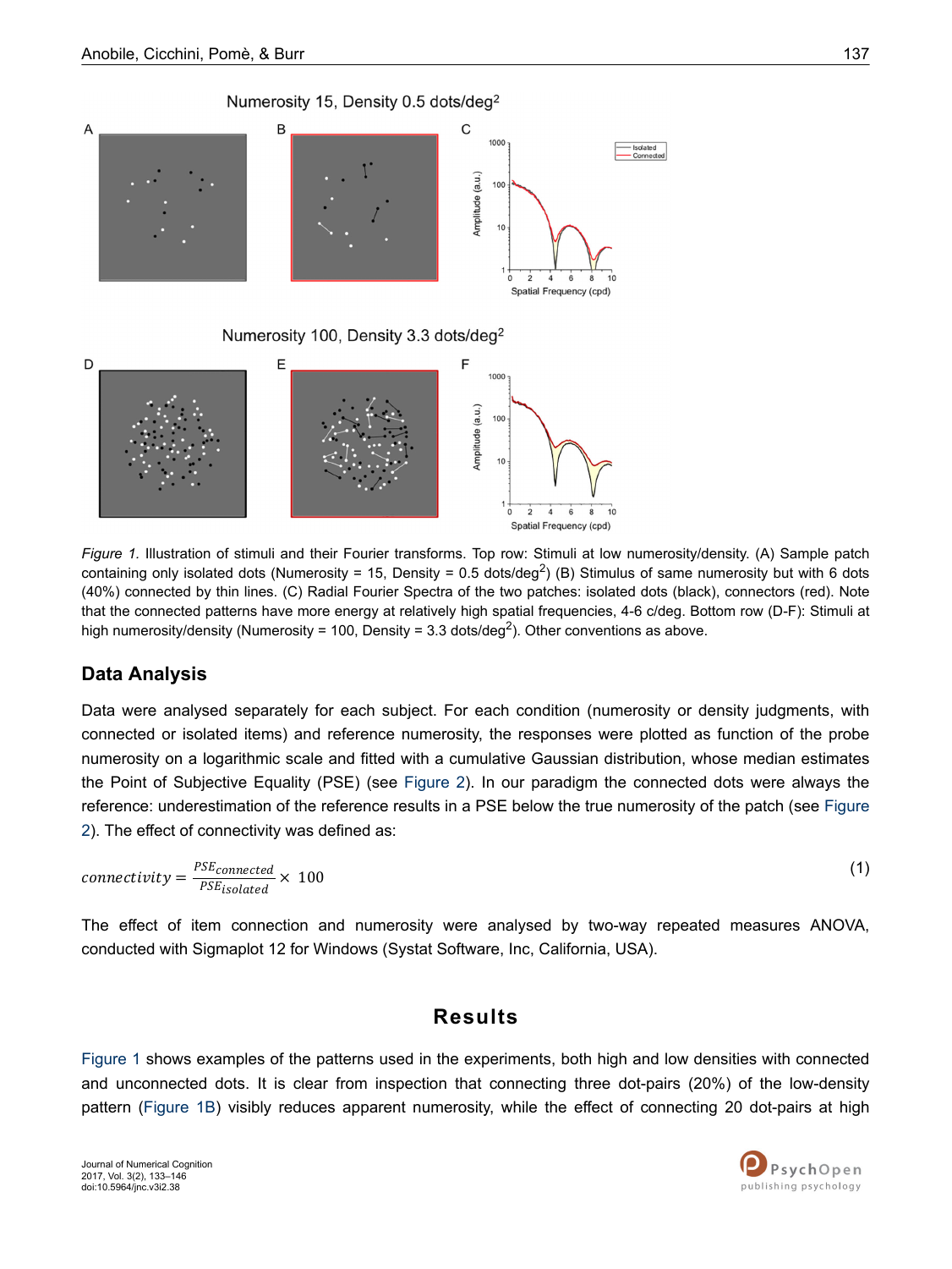Figure 1. Illustration of stimuli and their Fourier transforms. Top row: Stimuli at low numerosity/density. (A) Sample patch containing only isolated dots (Numerosity = 15, Density = 0.5 dots/deg$^2$) (B) Stimulus of same numerosity but with 6 dots (40%) connected by thin lines. (C) Radial Fourier Spectra of the two patches: isolated dots (black), connectors (red). Note that the connected patterns have more energy at relatively high spatial frequencies, 4-6 c/deg. Bottom row (D-F): Stimuli at high numerosity/density (Numerosity = 100, Density = 3.3 dots/deg$^2$). Other conventions as above.

## Data Analysis

Data were analysed separately for each subject. For each condition (numerosity or density judgments, with connected or isolated items) and reference numerosity, the responses were plotted as function of the probe numerosity on a logarithmic scale and fitted with a cumulative Gaussian distribution, whose median estimates the Point of Subjective Equality (PSE) (see Figure 2). In our paradigm the connected dots were always the reference: underestimation of the reference results in a PSE below the true numerosity of the patch (see Figure 2). The effect of connectivity was defined as:

$$connectivity = \frac{PSE_{connected}}{PSE_{isolated}} \times 100 \tag{1}$$

The effect of item connection and numerosity were analysed by two-way repeated measures ANOVA, conducted with Sigmaplot 12 for Windows (Systat Software, Inc, California, USA).

# Results

Figure 1 shows examples of the patterns used in the experiments, both high and low densities with connected and unconnected dots. It is clear from inspection that connecting three dot-pairs (20%) of the low-density pattern (Figure 1B) visibly reduces apparent numerosity, while the effect of connecting 20 dot-pairs at high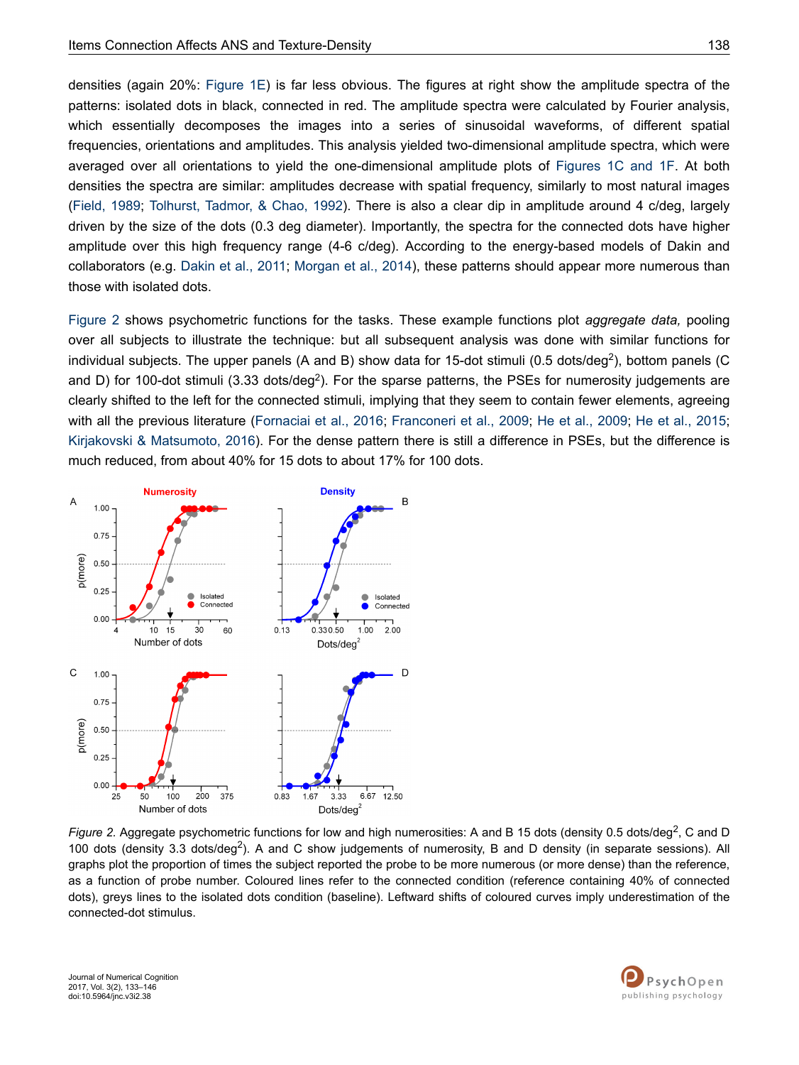densities (again 20%: Figure 1E) is far less obvious. The figures at right show the amplitude spectra of the patterns: isolated dots in black, connected in red. The amplitude spectra were calculated by Fourier analysis, which essentially decomposes the images into a series of sinusoidal waveforms, of different spatial frequencies, orientations and amplitudes. This analysis yielded two-dimensional amplitude spectra, which were averaged over all orientations to yield the one-dimensional amplitude plots of Figures 1C and 1F. At both densities the spectra are similar: amplitudes decrease with spatial frequency, similarly to most natural images (Field, 1989; Tolhurst, Tadmor, & Chao, 1992). There is also a clear dip in amplitude around 4 c/deg, largely driven by the size of the dots (0.3 deg diameter). Importantly, the spectra for the connected dots have higher amplitude over this high frequency range (4-6 c/deg). According to the energy-based models of Dakin and collaborators (e.g. Dakin et al., 2011; Morgan et al., 2014), these patterns should appear more numerous than those with isolated dots.

Figure 2 shows psychometric functions for the tasks. These example functions plot *aggregate data,* pooling over all subjects to illustrate the technique: but all subsequent analysis was done with similar functions for individual subjects. The upper panels (A and B) show data for 15-dot stimuli (0.5 dots/deg$^2$), bottom panels (C and D) for 100-dot stimuli (3.33 dots/deg$^2$). For the sparse patterns, the PSEs for numerosity judgements are clearly shifted to the left for the connected stimuli, implying that they seem to contain fewer elements, agreeing with all the previous literature (Fornaciai et al., 2016; Franconeri et al., 2009; He et al., 2009; He et al., 2015; Kirjakovski & Matsumoto, 2016). For the dense pattern there is still a difference in PSEs, but the difference is much reduced, from about 40% for 15 dots to about 17% for 100 dots.

*Figure 2.* Aggregate psychometric functions for low and high numerosities: A and B 15 dots (density 0.5 dots/deg$^2$, C and D 100 dots (density 3.3 dots/deg$^2$). A and C show judgements of numerosity, B and D density (in separate sessions). All graphs plot the proportion of times the subject reported the probe to be more numerous (or more dense) than the reference, as a function of probe number. Coloured lines refer to the connected condition (reference containing 40% of connected dots), greys lines to the isolated dots condition (baseline). Leftward shifts of coloured curves imply underestimation of the connected-dot stimulus.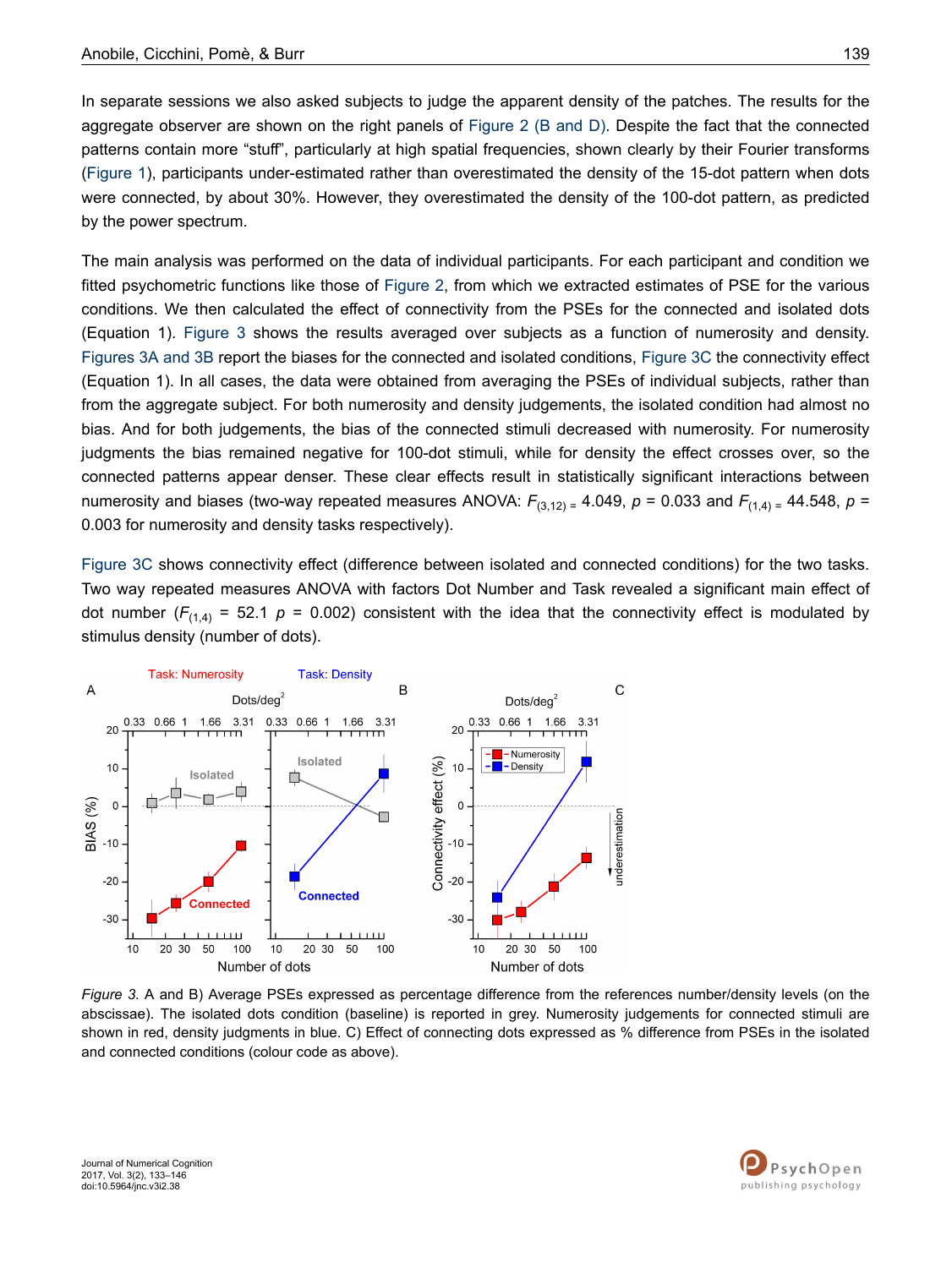In separate sessions we also asked subjects to judge the apparent density of the patches. The results for the aggregate observer are shown on the right panels of Figure 2 (B and D). Despite the fact that the connected patterns contain more "stuff", particularly at high spatial frequencies, shown clearly by their Fourier transforms (Figure 1), participants under-estimated rather than overestimated the density of the 15-dot pattern when dots were connected, by about 30%. However, they overestimated the density of the 100-dot pattern, as predicted by the power spectrum.

The main analysis was performed on the data of individual participants. For each participant and condition we fitted psychometric functions like those of Figure 2, from which we extracted estimates of PSE for the various conditions. We then calculated the effect of connectivity from the PSEs for the connected and isolated dots (Equation 1). Figure 3 shows the results averaged over subjects as a function of numerosity and density. Figures 3A and 3B report the biases for the connected and isolated conditions, Figure 3C the connectivity effect (Equation 1). In all cases, the data were obtained from averaging the PSEs of individual subjects, rather than from the aggregate subject. For both numerosity and density judgements, the isolated condition had almost no bias. And for both judgements, the bias of the connected stimuli decreased with numerosity. For numerosity judgments the bias remained negative for 100-dot stimuli, while for density the effect crosses over, so the connected patterns appear denser. These clear effects result in statistically significant interactions between numerosity and biases (two-way repeated measures ANOVA: $F_{(3,12)} = 4.049$, $p = 0.033$ and $F_{(1,4)} = 44.548$, $p = 0.003$ for numerosity and density tasks respectively).

Figure 3C shows connectivity effect (difference between isolated and connected conditions) for the two tasks. Two way repeated measures ANOVA with factors Dot Number and Task revealed a significant main effect of dot number ($F_{(1,4)} = 52.1$ $p = 0.002$) consistent with the idea that the connectivity effect is modulated by stimulus density (number of dots).

*Figure 3.* A and B) Average PSEs expressed as percentage difference from the references number/density levels (on the abscissae). The isolated dots condition (baseline) is reported in grey. Numerosity judgements for connected stimuli are shown in red, density judgments in blue. C) Effect of connecting dots expressed as % difference from PSEs in the isolated and connected conditions (colour code as above).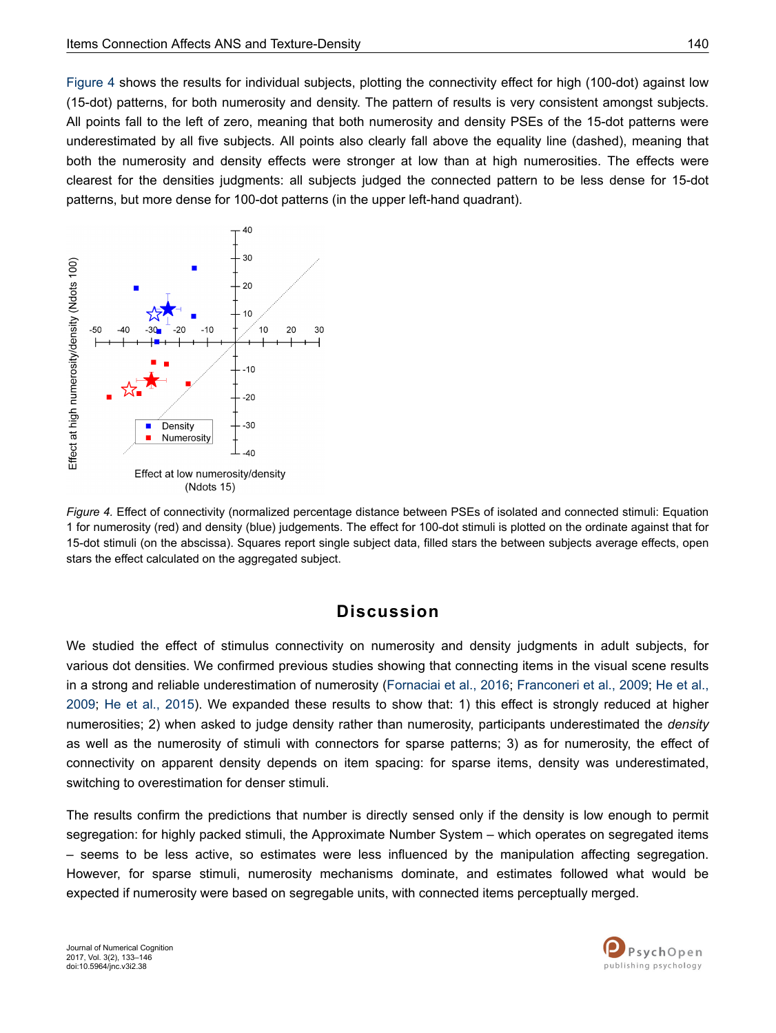Figure 4 shows the results for individual subjects, plotting the connectivity effect for high (100-dot) against low (15-dot) patterns, for both numerosity and density. The pattern of results is very consistent amongst subjects. All points fall to the left of zero, meaning that both numerosity and density PSEs of the 15-dot patterns were underestimated by all five subjects. All points also clearly fall above the equality line (dashed), meaning that both the numerosity and density effects were stronger at low than at high numerosities. The effects were clearest for the densities judgments: all subjects judged the connected pattern to be less dense for 15-dot patterns, but more dense for 100-dot patterns (in the upper left-hand quadrant).

*Figure 4.* Effect of connectivity (normalized percentage distance between PSEs of isolated and connected stimuli: Equation 1 for numerosity (red) and density (blue) judgements. The effect for 100-dot stimuli is plotted on the ordinate against that for 15-dot stimuli (on the abscissa). Squares report single subject data, filled stars the between subjects average effects, open stars the effect calculated on the aggregated subject.

## Discussion

We studied the effect of stimulus connectivity on numerosity and density judgments in adult subjects, for various dot densities. We confirmed previous studies showing that connecting items in the visual scene results in a strong and reliable underestimation of numerosity (Fornaciai et al., 2016; Franconeri et al., 2009; He et al., 2009; He et al., 2015). We expanded these results to show that: 1) this effect is strongly reduced at higher numerosities; 2) when asked to judge density rather than numerosity, participants underestimated the *density* as well as the numerosity of stimuli with connectors for sparse patterns; 3) as for numerosity, the effect of connectivity on apparent density depends on item spacing: for sparse items, density was underestimated, switching to overestimation for denser stimuli.

The results confirm the predictions that number is directly sensed only if the density is low enough to permit segregation: for highly packed stimuli, the Approximate Number System – which operates on segregated items – seems to be less active, so estimates were less influenced by the manipulation affecting segregation. However, for sparse stimuli, numerosity mechanisms dominate, and estimates followed what would be expected if numerosity were based on segregable units, with connected items perceptually merged.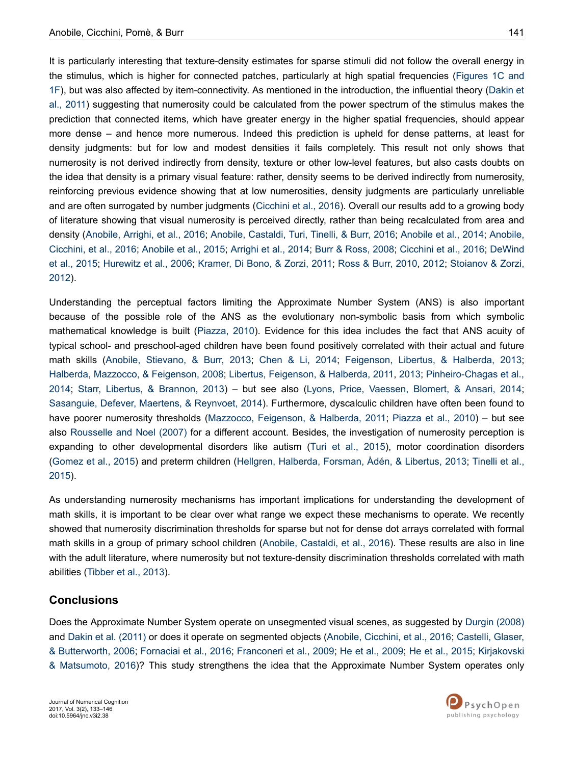It is particularly interesting that texture-density estimates for sparse stimuli did not follow the overall energy in the stimulus, which is higher for connected patches, particularly at high spatial frequencies (Figures 1C and 1F), but was also affected by item-connectivity. As mentioned in the introduction, the influential theory (Dakin et al., 2011) suggesting that numerosity could be calculated from the power spectrum of the stimulus makes the prediction that connected items, which have greater energy in the higher spatial frequencies, should appear more dense – and hence more numerous. Indeed this prediction is upheld for dense patterns, at least for density judgments: but for low and modest densities it fails completely. This result not only shows that numerosity is not derived indirectly from density, texture or other low-level features, but also casts doubts on the idea that density is a primary visual feature: rather, density seems to be derived indirectly from numerosity, reinforcing previous evidence showing that at low numerosities, density judgments are particularly unreliable and are often surrogated by number judgments (Cicchini et al., 2016). Overall our results add to a growing body of literature showing that visual numerosity is perceived directly, rather than being recalculated from area and density (Anobile, Arrighi, et al., 2016; Anobile, Castaldi, Turi, Tinelli, & Burr, 2016; Anobile et al., 2014; Anobile, Cicchini, et al., 2016; Anobile et al., 2015; Arrighi et al., 2014; Burr & Ross, 2008; Cicchini et al., 2016; DeWind et al., 2015; Hurewitz et al., 2006; Kramer, Di Bono, & Zorzi, 2011; Ross & Burr, 2010, 2012; Stoianov & Zorzi, 2012).

Understanding the perceptual factors limiting the Approximate Number System (ANS) is also important because of the possible role of the ANS as the evolutionary non-symbolic basis from which symbolic mathematical knowledge is built (Piazza, 2010). Evidence for this idea includes the fact that ANS acuity of typical school- and preschool-aged children have been found positively correlated with their actual and future math skills (Anobile, Stievano, & Burr, 2013; Chen & Li, 2014; Feigenson, Libertus, & Halberda, 2013; Halberda, Mazzocco, & Feigenson, 2008; Libertus, Feigenson, & Halberda, 2011, 2013; Pinheiro-Chagas et al., 2014; Starr, Libertus, & Brannon, 2013) – but see also (Lyons, Price, Vaessen, Blomert, & Ansari, 2014; Sasanguie, Defever, Maertens, & Reynvoet, 2014). Furthermore, dyscalculic children have often been found to have poorer numerosity thresholds (Mazzocco, Feigenson, & Halberda, 2011; Piazza et al., 2010) – but see also Rousselle and Noel (2007) for a different account. Besides, the investigation of numerosity perception is expanding to other developmental disorders like autism (Turi et al., 2015), motor coordination disorders (Gomez et al., 2015) and preterm children (Hellgren, Halberda, Forsman, Ådén, & Libertus, 2013; Tinelli et al., 2015).

As understanding numerosity mechanisms has important implications for understanding the development of math skills, it is important to be clear over what range we expect these mechanisms to operate. We recently showed that numerosity discrimination thresholds for sparse but not for dense dot arrays correlated with formal math skills in a group of primary school children (Anobile, Castaldi, et al., 2016). These results are also in line with the adult literature, where numerosity but not texture-density discrimination thresholds correlated with math abilities (Tibber et al., 2013).

## Conclusions

Does the Approximate Number System operate on unsegmented visual scenes, as suggested by Durgin (2008) and Dakin et al. (2011) or does it operate on segmented objects (Anobile, Cicchini, et al., 2016; Castelli, Glaser, & Butterworth, 2006; Fornaciai et al., 2016; Franconeri et al., 2009; He et al., 2009; He et al., 2015; Kirjakovski & Matsumoto, 2016)? This study strengthens the idea that the Approximate Number System operates only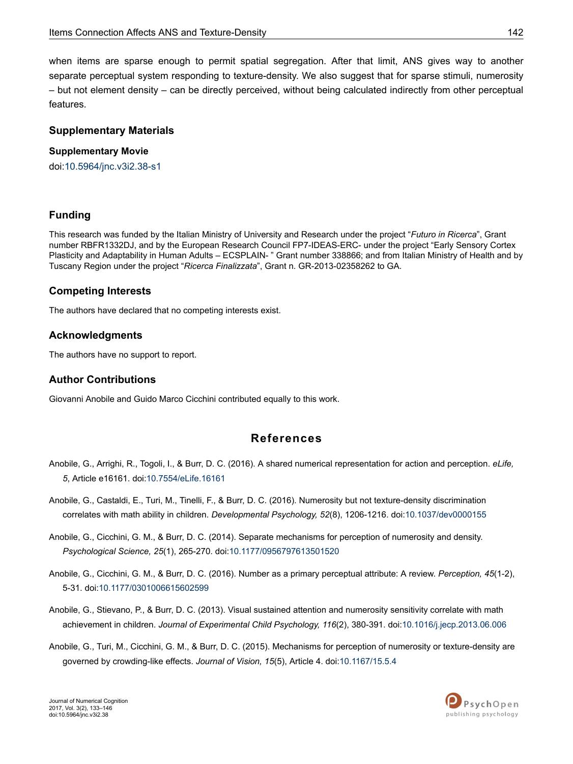when items are sparse enough to permit spatial segregation. After that limit, ANS gives way to another separate perceptual system responding to texture-density. We also suggest that for sparse stimuli, numerosity – but not element density – can be directly perceived, without being calculated indirectly from other perceptual features.

## Supplementary Materials

### Supplementary Movie

doi:10.5964/jnc.v3i2.38-s1

## Funding

This research was funded by the Italian Ministry of University and Research under the project "*Futuro in Ricerca*", Grant number RBFR1332DJ, and by the European Research Council FP7-IDEAS-ERC- under the project "Early Sensory Cortex Plasticity and Adaptability in Human Adults – ECSPLAIN- " Grant number 338866; and from Italian Ministry of Health and by Tuscany Region under the project "*Ricerca Finalizzata*", Grant n. GR-2013-02358262 to GA.

## Competing Interests

The authors have declared that no competing interests exist.

## Acknowledgments

The authors have no support to report.

## Author Contributions

Giovanni Anobile and Guido Marco Cicchini contributed equally to this work.

# References

Anobile, G., Arrighi, R., Togoli, I., & Burr, D. C. (2016). A shared numerical representation for action and perception. *eLife, 5*, Article e16161. doi:10.7554/eLife.16161

Anobile, G., Castaldi, E., Turi, M., Tinelli, F., & Burr, D. C. (2016). Numerosity but not texture-density discrimination correlates with math ability in children. *Developmental Psychology, 52*(8), 1206-1216. doi:10.1037/dev0000155

Anobile, G., Cicchini, G. M., & Burr, D. C. (2014). Separate mechanisms for perception of numerosity and density. *Psychological Science, 25*(1), 265-270. doi:10.1177/0956797613501520

Anobile, G., Cicchini, G. M., & Burr, D. C. (2016). Number as a primary perceptual attribute: A review. *Perception, 45*(1-2), 5-31. doi:10.1177/0301006615602599

Anobile, G., Stievano, P., & Burr, D. C. (2013). Visual sustained attention and numerosity sensitivity correlate with math achievement in children. *Journal of Experimental Child Psychology, 116*(2), 380-391. doi:10.1016/j.jecp.2013.06.006

Anobile, G., Turi, M., Cicchini, G. M., & Burr, D. C. (2015). Mechanisms for perception of numerosity or texture-density are governed by crowding-like effects. *Journal of Vision, 15*(5), Article 4. doi:10.1167/15.5.4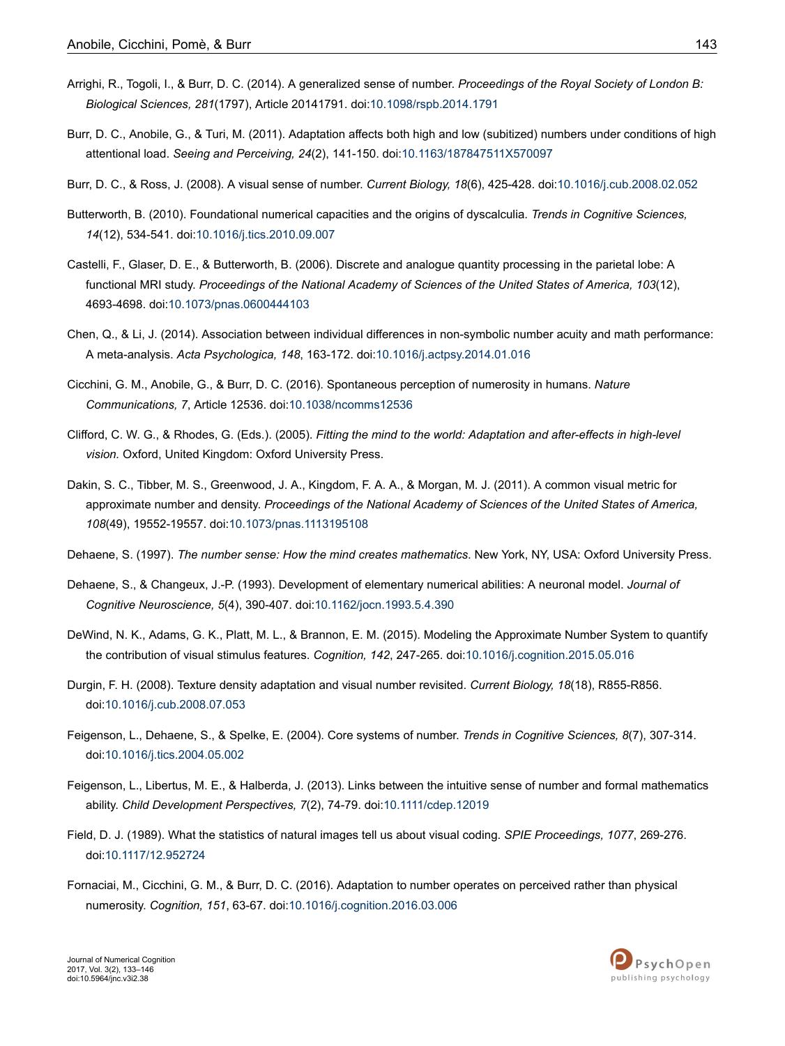Arrighi, R., Togoli, I., & Burr, D. C. (2014). A generalized sense of number. *Proceedings of the Royal Society of London B: Biological Sciences, 281*(1797), Article 20141791. doi:10.1098/rspb.2014.1791

Burr, D. C., Anobile, G., & Turi, M. (2011). Adaptation affects both high and low (subitized) numbers under conditions of high attentional load. *Seeing and Perceiving, 24*(2), 141-150. doi:10.1163/187847511X570097

Burr, D. C., & Ross, J. (2008). A visual sense of number. *Current Biology, 18*(6), 425-428. doi:10.1016/j.cub.2008.02.052

Butterworth, B. (2010). Foundational numerical capacities and the origins of dyscalculia. *Trends in Cognitive Sciences, 14*(12), 534-541. doi:10.1016/j.tics.2010.09.007

Castelli, F., Glaser, D. E., & Butterworth, B. (2006). Discrete and analogue quantity processing in the parietal lobe: A functional MRI study. *Proceedings of the National Academy of Sciences of the United States of America, 103*(12), 4693-4698. doi:10.1073/pnas.0600444103

Chen, Q., & Li, J. (2014). Association between individual differences in non-symbolic number acuity and math performance: A meta-analysis. *Acta Psychologica, 148*, 163-172. doi:10.1016/j.actpsy.2014.01.016

Cicchini, G. M., Anobile, G., & Burr, D. C. (2016). Spontaneous perception of numerosity in humans. *Nature Communications, 7*, Article 12536. doi:10.1038/ncomms12536

Clifford, C. W. G., & Rhodes, G. (Eds.). (2005). *Fitting the mind to the world: Adaptation and after-effects in high-level vision.* Oxford, United Kingdom: Oxford University Press.

Dakin, S. C., Tibber, M. S., Greenwood, J. A., Kingdom, F. A. A., & Morgan, M. J. (2011). A common visual metric for approximate number and density. *Proceedings of the National Academy of Sciences of the United States of America, 108*(49), 19552-19557. doi:10.1073/pnas.1113195108

Dehaene, S. (1997). *The number sense: How the mind creates mathematics*. New York, NY, USA: Oxford University Press.

Dehaene, S., & Changeux, J.-P. (1993). Development of elementary numerical abilities: A neuronal model. *Journal of Cognitive Neuroscience, 5*(4), 390-407. doi:10.1162/jocn.1993.5.4.390

DeWind, N. K., Adams, G. K., Platt, M. L., & Brannon, E. M. (2015). Modeling the Approximate Number System to quantify the contribution of visual stimulus features. *Cognition, 142*, 247-265. doi:10.1016/j.cognition.2015.05.016

Durgin, F. H. (2008). Texture density adaptation and visual number revisited. *Current Biology, 18*(18), R855-R856. doi:10.1016/j.cub.2008.07.053

Feigenson, L., Dehaene, S., & Spelke, E. (2004). Core systems of number. *Trends in Cognitive Sciences, 8*(7), 307-314. doi:10.1016/j.tics.2004.05.002

Feigenson, L., Libertus, M. E., & Halberda, J. (2013). Links between the intuitive sense of number and formal mathematics ability. *Child Development Perspectives, 7*(2), 74-79. doi:10.1111/cdep.12019

Field, D. J. (1989). What the statistics of natural images tell us about visual coding. *SPIE Proceedings, 1077*, 269-276. doi:10.1117/12.952724

Fornaciai, M., Cicchini, G. M., & Burr, D. C. (2016). Adaptation to number operates on perceived rather than physical numerosity. *Cognition, 151*, 63-67. doi:10.1016/j.cognition.2016.03.006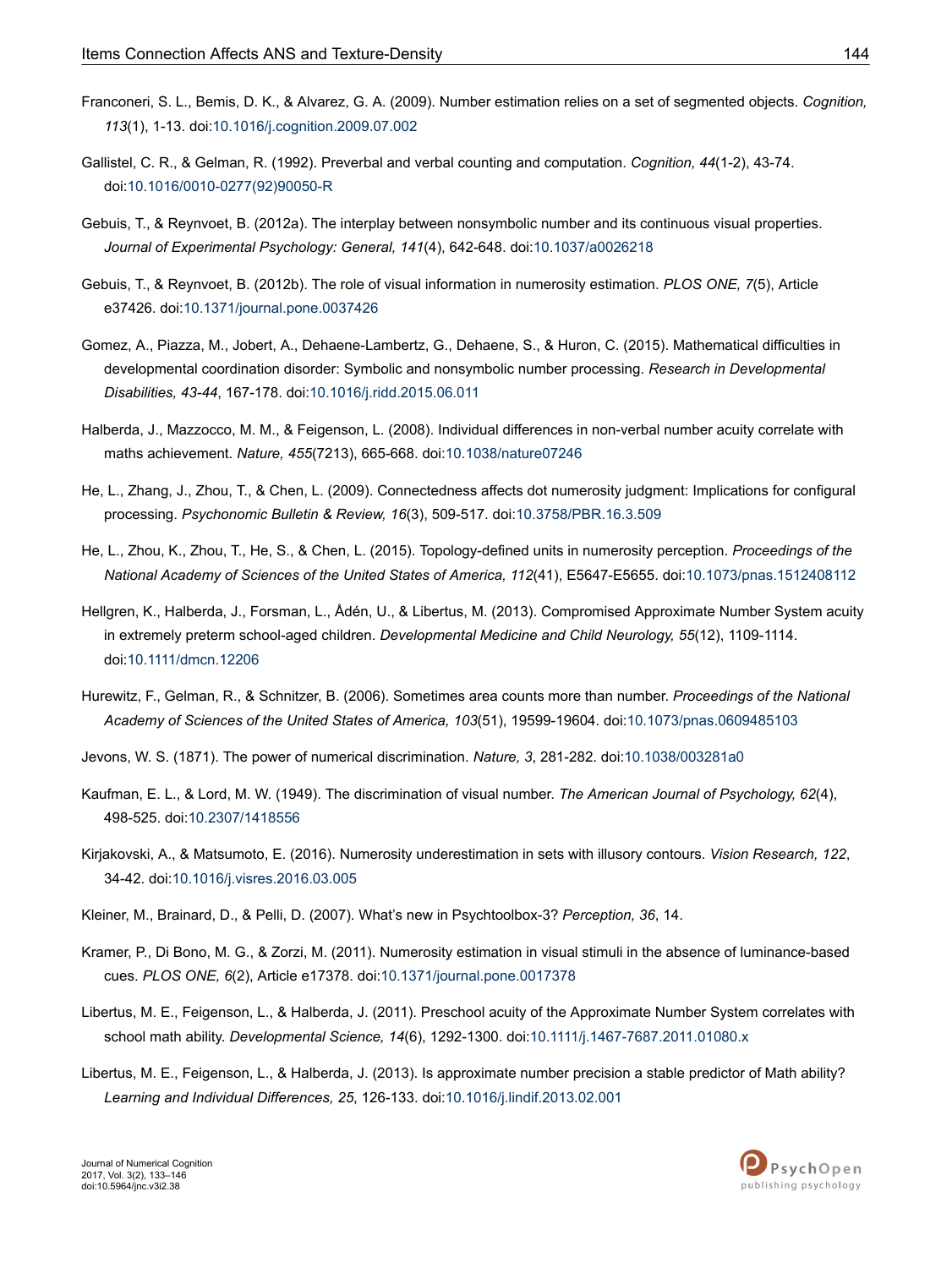Franconeri, S. L., Bemis, D. K., & Alvarez, G. A. (2009). Number estimation relies on a set of segmented objects. *Cognition, 113*(1), 1-13. doi:10.1016/j.cognition.2009.07.002

Gallistel, C. R., & Gelman, R. (1992). Preverbal and verbal counting and computation. *Cognition, 44*(1-2), 43-74. doi:10.1016/0010-0277(92)90050-R

Gebuis, T., & Reynvoet, B. (2012a). The interplay between nonsymbolic number and its continuous visual properties. *Journal of Experimental Psychology: General, 141*(4), 642-648. doi:10.1037/a0026218

Gebuis, T., & Reynvoet, B. (2012b). The role of visual information in numerosity estimation. *PLOS ONE, 7*(5), Article e37426. doi:10.1371/journal.pone.0037426

Gomez, A., Piazza, M., Jobert, A., Dehaene-Lambertz, G., Dehaene, S., & Huron, C. (2015). Mathematical difficulties in developmental coordination disorder: Symbolic and nonsymbolic number processing. *Research in Developmental Disabilities, 43-44*, 167-178. doi:10.1016/j.ridd.2015.06.011

Halberda, J., Mazzocco, M. M., & Feigenson, L. (2008). Individual differences in non-verbal number acuity correlate with maths achievement. *Nature, 455*(7213), 665-668. doi:10.1038/nature07246

He, L., Zhang, J., Zhou, T., & Chen, L. (2009). Connectedness affects dot numerosity judgment: Implications for configural processing. *Psychonomic Bulletin & Review, 16*(3), 509-517. doi:10.3758/PBR.16.3.509

He, L., Zhou, K., Zhou, T., He, S., & Chen, L. (2015). Topology-defined units in numerosity perception. *Proceedings of the National Academy of Sciences of the United States of America, 112*(41), E5647-E5655. doi:10.1073/pnas.1512408112

Hellgren, K., Halberda, J., Forsman, L., Ådén, U., & Libertus, M. (2013). Compromised Approximate Number System acuity in extremely preterm school-aged children. *Developmental Medicine and Child Neurology, 55*(12), 1109-1114. doi:10.1111/dmcn.12206

Hurewitz, F., Gelman, R., & Schnitzer, B. (2006). Sometimes area counts more than number. *Proceedings of the National Academy of Sciences of the United States of America, 103*(51), 19599-19604. doi:10.1073/pnas.0609485103

Jevons, W. S. (1871). The power of numerical discrimination. *Nature, 3*, 281-282. doi:10.1038/003281a0

Kaufman, E. L., & Lord, M. W. (1949). The discrimination of visual number. *The American Journal of Psychology, 62*(4), 498-525. doi:10.2307/1418556

Kirjakovski, A., & Matsumoto, E. (2016). Numerosity underestimation in sets with illusory contours. *Vision Research, 122*, 34-42. doi:10.1016/j.visres.2016.03.005

Kleiner, M., Brainard, D., & Pelli, D. (2007). What's new in Psychtoolbox-3? *Perception, 36*, 14.

Kramer, P., Di Bono, M. G., & Zorzi, M. (2011). Numerosity estimation in visual stimuli in the absence of luminance-based cues. *PLOS ONE, 6*(2), Article e17378. doi:10.1371/journal.pone.0017378

Libertus, M. E., Feigenson, L., & Halberda, J. (2011). Preschool acuity of the Approximate Number System correlates with school math ability. *Developmental Science, 14*(6), 1292-1300. doi:10.1111/j.1467-7687.2011.01080.x

Libertus, M. E., Feigenson, L., & Halberda, J. (2013). Is approximate number precision a stable predictor of Math ability? *Learning and Individual Differences, 25*, 126-133. doi:10.1016/j.lindif.2013.02.001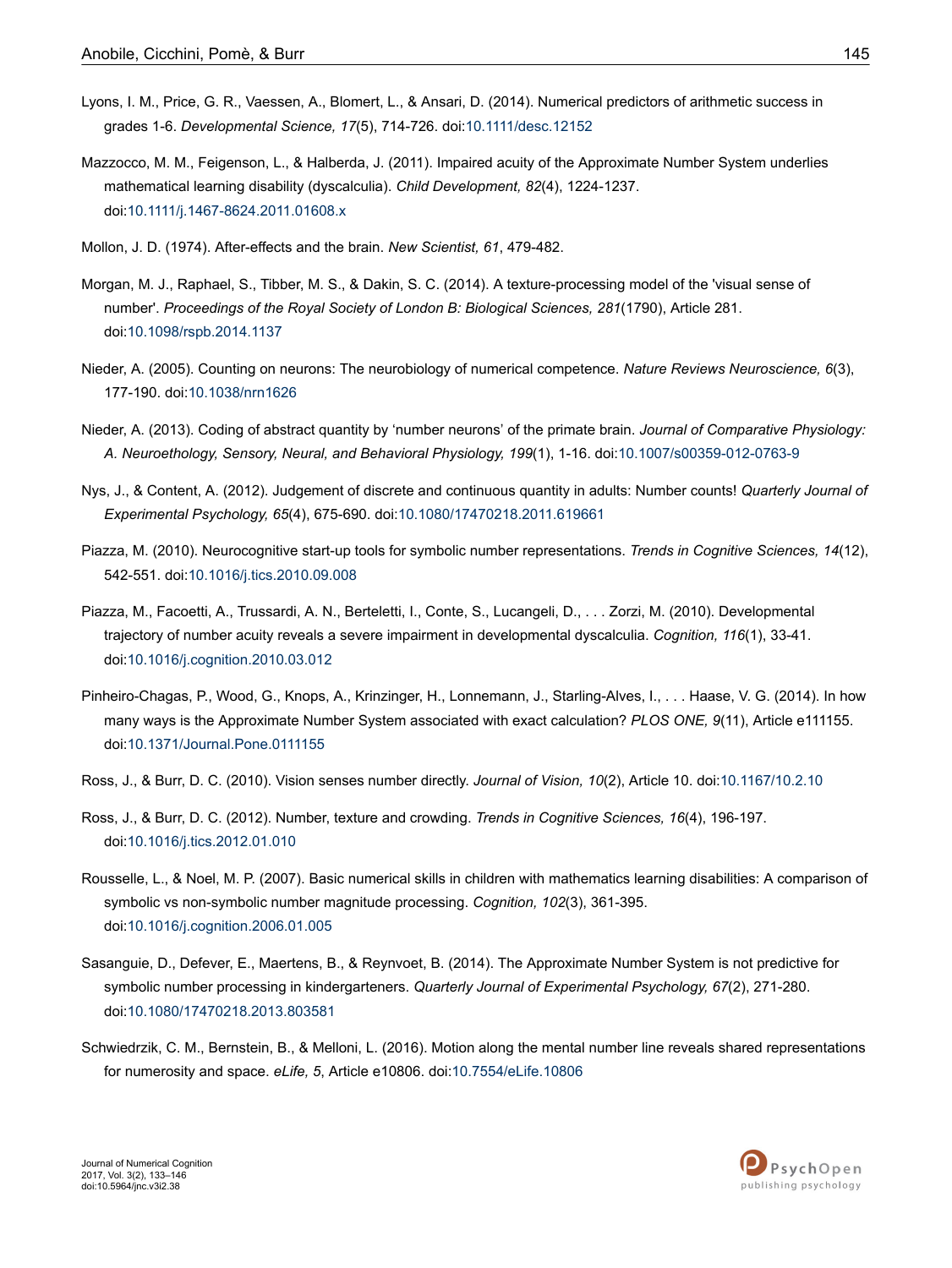Lyons, I. M., Price, G. R., Vaessen, A., Blomert, L., & Ansari, D. (2014). Numerical predictors of arithmetic success in grades 1-6. *Developmental Science, 17*(5), 714-726. doi:10.1111/desc.12152

Mazzocco, M. M., Feigenson, L., & Halberda, J. (2011). Impaired acuity of the Approximate Number System underlies mathematical learning disability (dyscalculia). *Child Development, 82*(4), 1224-1237. doi:10.1111/j.1467-8624.2011.01608.x

Mollon, J. D. (1974). After-effects and the brain. *New Scientist, 61*, 479-482.

Morgan, M. J., Raphael, S., Tibber, M. S., & Dakin, S. C. (2014). A texture-processing model of the 'visual sense of number'. *Proceedings of the Royal Society of London B: Biological Sciences, 281*(1790), Article 281. doi:10.1098/rspb.2014.1137

Nieder, A. (2005). Counting on neurons: The neurobiology of numerical competence. *Nature Reviews Neuroscience, 6*(3), 177-190. doi:10.1038/nrn1626

Nieder, A. (2013). Coding of abstract quantity by 'number neurons' of the primate brain. *Journal of Comparative Physiology: A. Neuroethology, Sensory, Neural, and Behavioral Physiology, 199*(1), 1-16. doi:10.1007/s00359-012-0763-9

Nys, J., & Content, A. (2012). Judgement of discrete and continuous quantity in adults: Number counts! *Quarterly Journal of Experimental Psychology, 65*(4), 675-690. doi:10.1080/17470218.2011.619661

Piazza, M. (2010). Neurocognitive start-up tools for symbolic number representations. *Trends in Cognitive Sciences, 14*(12), 542-551. doi:10.1016/j.tics.2010.09.008

Piazza, M., Facoetti, A., Trussardi, A. N., Berteletti, I., Conte, S., Lucangeli, D., . . . Zorzi, M. (2010). Developmental trajectory of number acuity reveals a severe impairment in developmental dyscalculia. *Cognition, 116*(1), 33-41. doi:10.1016/j.cognition.2010.03.012

Pinheiro-Chagas, P., Wood, G., Knops, A., Krinzinger, H., Lonnemann, J., Starling-Alves, I., . . . Haase, V. G. (2014). In how many ways is the Approximate Number System associated with exact calculation? *PLOS ONE, 9*(11), Article e111155. doi:10.1371/Journal.Pone.0111155

Ross, J., & Burr, D. C. (2010). Vision senses number directly. *Journal of Vision, 10*(2), Article 10. doi:10.1167/10.2.10

Ross, J., & Burr, D. C. (2012). Number, texture and crowding. *Trends in Cognitive Sciences, 16*(4), 196-197. doi:10.1016/j.tics.2012.01.010

Rousselle, L., & Noel, M. P. (2007). Basic numerical skills in children with mathematics learning disabilities: A comparison of symbolic vs non-symbolic number magnitude processing. *Cognition, 102*(3), 361-395. doi:10.1016/j.cognition.2006.01.005

Sasanguie, D., Defever, E., Maertens, B., & Reynvoet, B. (2014). The Approximate Number System is not predictive for symbolic number processing in kindergarteners. *Quarterly Journal of Experimental Psychology, 67*(2), 271-280. doi:10.1080/17470218.2013.803581

Schwiedrzik, C. M., Bernstein, B., & Melloni, L. (2016). Motion along the mental number line reveals shared representations for numerosity and space. *eLife, 5*, Article e10806. doi:10.7554/eLife.10806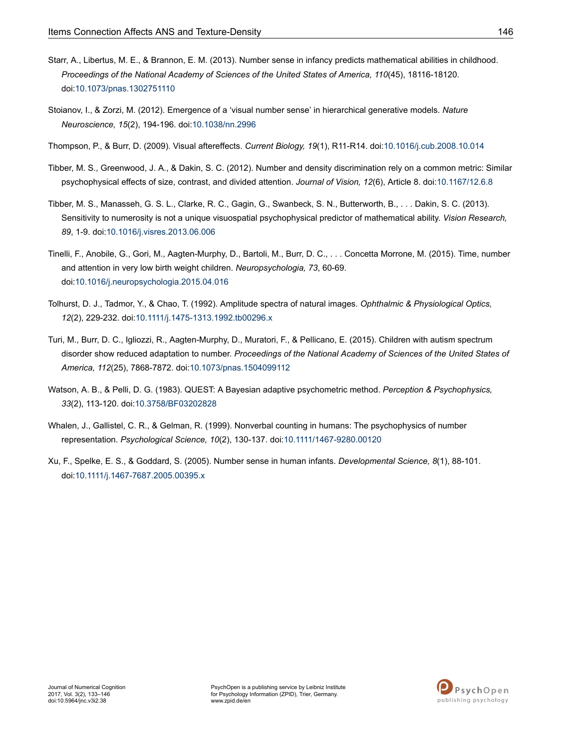Starr, A., Libertus, M. E., & Brannon, E. M. (2013). Number sense in infancy predicts mathematical abilities in childhood. *Proceedings of the National Academy of Sciences of the United States of America, 110*(45), 18116-18120. doi:10.1073/pnas.1302751110

Stoianov, I., & Zorzi, M. (2012). Emergence of a 'visual number sense' in hierarchical generative models. *Nature Neuroscience, 15*(2), 194-196. doi:10.1038/nn.2996

Thompson, P., & Burr, D. (2009). Visual aftereffects. *Current Biology, 19*(1), R11-R14. doi:10.1016/j.cub.2008.10.014

Tibber, M. S., Greenwood, J. A., & Dakin, S. C. (2012). Number and density discrimination rely on a common metric: Similar psychophysical effects of size, contrast, and divided attention. *Journal of Vision, 12*(6), Article 8. doi:10.1167/12.6.8

Tibber, M. S., Manasseh, G. S. L., Clarke, R. C., Gagin, G., Swanbeck, S. N., Butterworth, B., . . . Dakin, S. C. (2013). Sensitivity to numerosity is not a unique visuospatial psychophysical predictor of mathematical ability. *Vision Research, 89*, 1-9. doi:10.1016/j.visres.2013.06.006

Tinelli, F., Anobile, G., Gori, M., Aagten-Murphy, D., Bartoli, M., Burr, D. C., . . . Concetta Morrone, M. (2015). Time, number and attention in very low birth weight children. *Neuropsychologia, 73*, 60-69. doi:10.1016/j.neuropsychologia.2015.04.016

Tolhurst, D. J., Tadmor, Y., & Chao, T. (1992). Amplitude spectra of natural images. *Ophthalmic & Physiological Optics, 12*(2), 229-232. doi:10.1111/j.1475-1313.1992.tb00296.x

Turi, M., Burr, D. C., Igliozzi, R., Aagten-Murphy, D., Muratori, F., & Pellicano, E. (2015). Children with autism spectrum disorder show reduced adaptation to number. *Proceedings of the National Academy of Sciences of the United States of America, 112*(25), 7868-7872. doi:10.1073/pnas.1504099112

Watson, A. B., & Pelli, D. G. (1983). QUEST: A Bayesian adaptive psychometric method. *Perception & Psychophysics, 33*(2), 113-120. doi:10.3758/BF03202828

Whalen, J., Gallistel, C. R., & Gelman, R. (1999). Nonverbal counting in humans: The psychophysics of number representation. *Psychological Science, 10*(2), 130-137. doi:10.1111/1467-9280.00120

Xu, F., Spelke, E. S., & Goddard, S. (2005). Number sense in human infants. *Developmental Science, 8*(1), 88-101. doi:10.1111/j.1467-7687.2005.00395.x